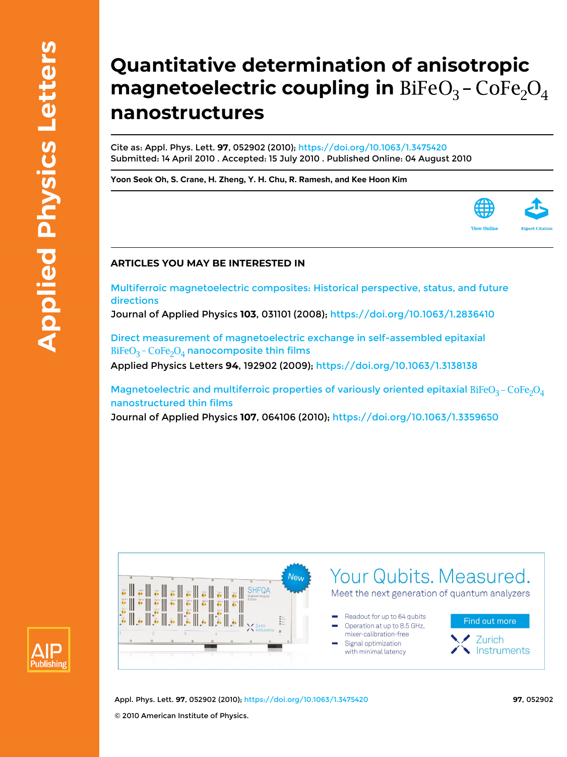# Quantitative determination of anisotropic magnetoelectric coupling in $BiFeO_3$ – $CoFe_2O_4$ nanostructures

Cite as: Appl. Phys. Lett. **97**, 052902 (2010); https://doi.org/10.1063/1.3475420
Submitted: 14 April 2010 . Accepted: 15 July 2010 . Published Online: 04 August 2010

**Yoon Seok Oh, S. Crane, H. Zheng, Y. H. Chu, R. Ramesh, and Kee Hoon Kim**

View Online Export Citation

## ARTICLES YOU MAY BE INTERESTED IN

Multiferroic magnetoelectric composites: Historical perspective, status, and future directions
Journal of Applied Physics **103**, 031101 (2008); https://doi.org/10.1063/1.2836410

Direct measurement of magnetoelectric exchange in self-assembled epitaxial $BiFeO_3$ – $CoFe_2O_4$ nanocomposite thin films
Applied Physics Letters **94**, 192902 (2009); https://doi.org/10.1063/1.3138138

Magnetoelectric and multiferroic properties of variously oriented epitaxial $BiFeO_3$ – $CoFe_2O_4$ nanostructured thin films
Journal of Applied Physics **107**, 064106 (2010); https://doi.org/10.1063/1.3359650

© 2010 American Institute of Physics.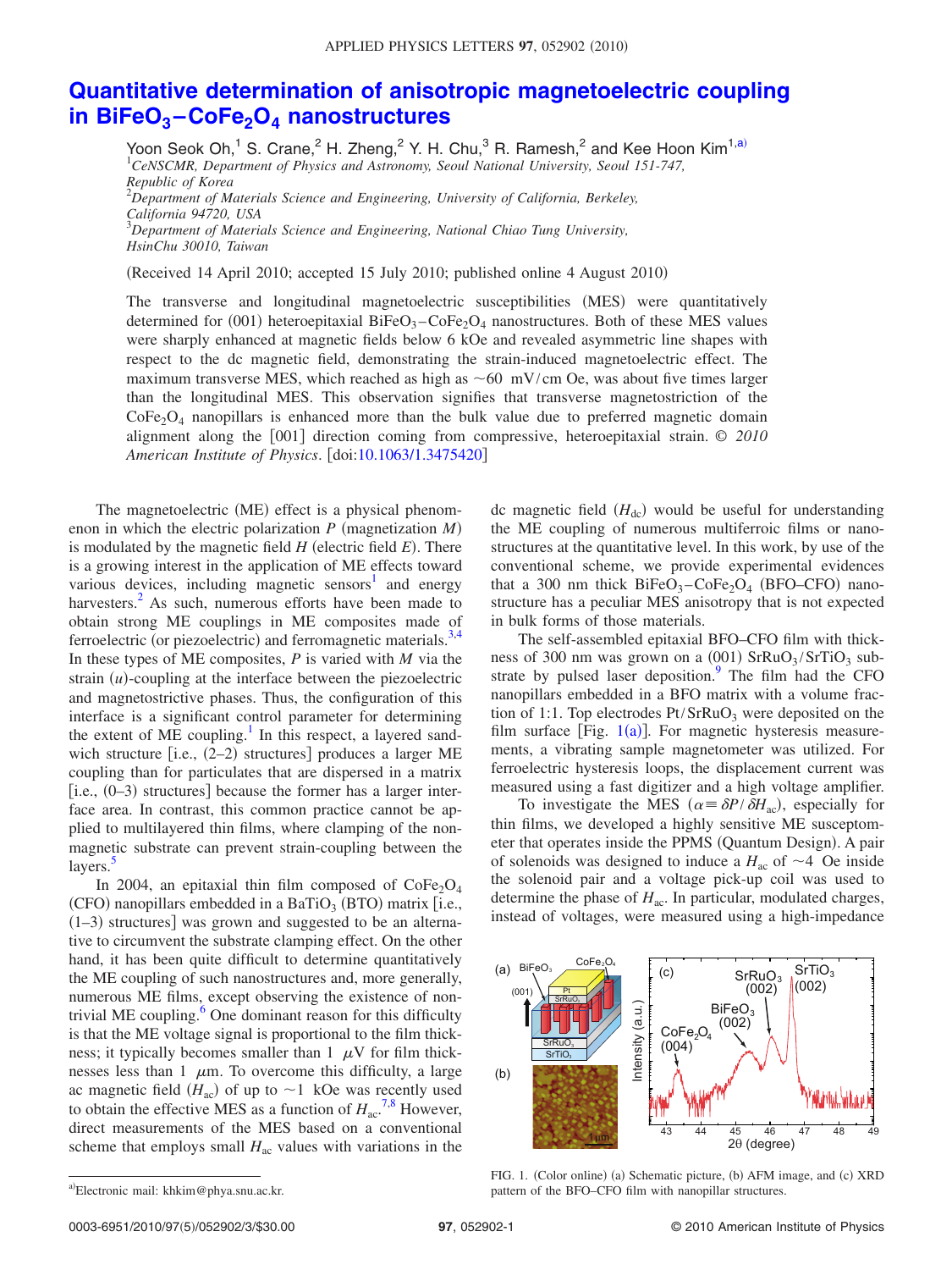# Quantitative determination of anisotropic magnetoelectric coupling in $BiFeO_3$–$CoFe_2O_4$ nanostructures

Yoon Seok Oh,[1] S. Crane,[2] H. Zheng,[2] Y. H. Chu,[3] R. Ramesh,[2] and Kee Hoon Kim[1,a)]

[1]*CeNSCMR, Department of Physics and Astronomy, Seoul National University, Seoul 151-747, Republic of Korea*
[2]*Department of Materials Science and Engineering, University of California, Berkeley, California 94720, USA*
[3]*Department of Materials Science and Engineering, National Chiao Tung University, HsinChu 30010, Taiwan*

(Received 14 April 2010; accepted 15 July 2010; published online 4 August 2010)

The transverse and longitudinal magnetoelectric susceptibilities (MES) were quantitatively determined for (001) heteroepitaxial $BiFeO_3$–$CoFe_2O_4$ nanostructures. Both of these MES values were sharply enhanced at magnetic fields below 6 kOe and revealed asymmetric line shapes with respect to the dc magnetic field, demonstrating the strain-induced magnetoelectric effect. The maximum transverse MES, which reached as high as ~60 mV/cm Oe, was about five times larger than the longitudinal MES. This observation signifies that transverse magnetostriction of the $CoFe_2O_4$ nanopillars is enhanced more than the bulk value due to preferred magnetic domain alignment along the [001] direction coming from compressive, heteroepitaxial strain. © *2010 American Institute of Physics*. [doi:10.1063/1.3475420]

The magnetoelectric (ME) effect is a physical phenomenon in which the electric polarization $P$ (magnetization $M$) is modulated by the magnetic field $H$ (electric field $E$). There is a growing interest in the application of ME effects toward various devices, including magnetic sensors[1] and energy harvesters.[2] As such, numerous efforts have been made to obtain strong ME couplings in ME composites made of ferroelectric (or piezoelectric) and ferromagnetic materials.[3,4] In these types of ME composites, $P$ is varied with $M$ via the strain ($u$)-coupling at the interface between the piezoelectric and magnetostrictive phases. Thus, the configuration of this interface is a significant control parameter for determining the extent of ME coupling.[1] In this respect, a layered sandwich structure [i.e., (2–2) structures] produces a larger ME coupling than for particulates that are dispersed in a matrix [i.e., (0–3) structures] because the former has a larger interface area. In contrast, this common practice cannot be applied to multilayered thin films, where clamping of the nonmagnetic substrate can prevent strain-coupling between the layers.[5]

In 2004, an epitaxial thin film composed of $CoFe_2O_4$ (CFO) nanopillars embedded in a $BaTiO_3$ (BTO) matrix [i.e., (1–3) structures] was grown and suggested to be an alternative to circumvent the substrate clamping effect. On the other hand, it has been quite difficult to determine quantitatively the ME coupling of such nanostructures and, more generally, numerous ME films, except observing the existence of nontrivial ME coupling.[6] One dominant reason for this difficulty is that the ME voltage signal is proportional to the film thickness; it typically becomes smaller than 1 μV for film thicknesses less than 1 μm. To overcome this difficulty, a large ac magnetic field ($H_{ac}$) of up to ~1 kOe was recently used to obtain the effective MES as a function of $H_{ac}$.[7,8] However, direct measurements of the MES based on a conventional scheme that employs small $H_{ac}$ values with variations in the dc magnetic field ($H_{dc}$) would be useful for understanding the ME coupling of numerous multiferroic films or nanostructures at the quantitative level. In this work, by use of the conventional scheme, we provide experimental evidences that a 300 nm thick $BiFeO_3$–$CoFe_2O_4$ (BFO–CFO) nanostructure has a peculiar MES anisotropy that is not expected in bulk forms of those materials.

The self-assembled epitaxial BFO–CFO film with thickness of 300 nm was grown on a (001) $SrRuO_3/SrTiO_3$ substrate by pulsed laser deposition.[9] The film had the CFO nanopillars embedded in a BFO matrix with a volume fraction of 1:1. Top electrodes Pt/$SrRuO_3$ were deposited on the film surface [Fig. 1(a)]. For magnetic hysteresis measurements, a vibrating sample magnetometer was utilized. For ferroelectric hysteresis loops, the displacement current was measured using a fast digitizer and a high voltage amplifier.

To investigate the MES ($\alpha \equiv \delta P/\delta H_{ac}$), especially for thin films, we developed a highly sensitive ME susceptometer that operates inside the PPMS (Quantum Design). A pair of solenoids was designed to induce a $H_{ac}$ of ~4 Oe inside the solenoid pair and a voltage pick-up coil was used to determine the phase of $H_{ac}$. In particular, modulated charges, instead of voltages, were measured using a high-impedance

FIG. 1. (Color online) (a) Schematic picture, (b) AFM image, and (c) XRD pattern of the BFO–CFO film with nanopillar structures.

a)Electronic mail: khkim@phya.snu.ac.kr.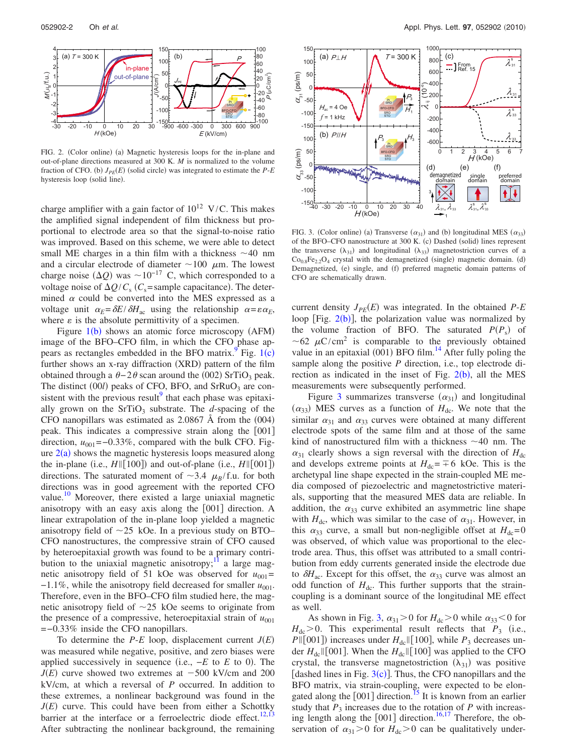FIG. 2. (Color online) (a) Magnetic hysteresis loops for the in-plane and out-of-plane directions measured at 300 K. $M$ is normalized to the volume fraction of CFO. (b) $J_{PE}(E)$ (solid circle) was integrated to estimate the $P$-$E$ hysteresis loop (solid line).

charge amplifier with a gain factor of $10^{12}$ V/C. This makes the amplified signal independent of film thickness but proportional to electrode area so that the signal-to-noise ratio was improved. Based on this scheme, we were able to detect small ME charges in a thin film with a thickness ~40 nm and a circular electrode of diameter ~100 $\mu$m. The lowest charge noise ($\Delta Q$) was ~$10^{-17}$ C, which corresponded to a voltage noise of $\Delta Q/C_s$ ($C_s$=sample capacitance). The determined $\alpha$ could be converted into the MES expressed as a voltage unit $\alpha_E = \delta E/\delta H_{ac}$ using the relationship $\alpha = \varepsilon \alpha_E$, where $\varepsilon$ is the absolute permittivity of a specimen.

Figure 1(b) shows an atomic force microscopy (AFM) image of the BFO–CFO film, in which the CFO phase appears as rectangles embedded in the BFO matrix.[9] Fig. 1(c) further shows an x-ray diffraction (XRD) pattern of the film obtained through a $\theta-2\theta$ scan around the (002) $SrTiO_3$ peak. The distinct (00$l$) peaks of CFO, BFO, and $SrRuO_3$ are consistent with the previous result[9] that each phase was epitaxially grown on the $SrTiO_3$ substrate. The $d$-spacing of the CFO nanopillars was estimated as 2.0867 Å from the (004) peak. This indicates a compressive strain along the [001] direction, $u_{001} = -0.33\%$, compared with the bulk CFO. Figure 2(a) shows the magnetic hysteresis loops measured along the in-plane (i.e., $H \| [100]$) and out-of-plane (i.e., $H \| [001]$) directions. The saturated moment of ~3.4 $\mu_B$/f.u. for both directions was in good agreement with the reported CFO value.[10] Moreover, there existed a large uniaxial magnetic anisotropy with an easy axis along the [001] direction. A linear extrapolation of the in-plane loop yielded a magnetic anisotropy field of ~25 kOe. In a previous study on BTO–CFO nanostructures, the compressive strain of CFO caused by heteroepitaxial growth was found to be a primary contribution to the uniaxial magnetic anisotropy;[11] a large magnetic anisotropy field of 51 kOe was observed for $u_{001} = -1.1\%$, while the anisotropy field decreased for smaller $u_{001}$. Therefore, even in the BFO–CFO film studied here, the magnetic anisotropy field of ~25 kOe seems to originate from the presence of a compressive, heteroepitaxial strain of $u_{001} = -0.33\%$ inside the CFO nanopillars.

To determine the $P$-$E$ loop, displacement current $J(E)$ was measured while negative, positive, and zero biases were applied successively in sequence (i.e., $-E$ to $E$ to 0). The $J(E)$ curve showed two extremes at $-500$ kV/cm and 200 kV/cm, at which a reversal of $P$ occurred. In addition to these extremes, a nonlinear background was found in the $J(E)$ curve. This could have been from either a Schottky barrier at the interface or a ferroelectric diode effect.[12,13] After subtracting the nonlinear background, the remaining current density $J_{PE}(E)$ was integrated. In the obtained $P$-$E$ loop [Fig. 2(b)], the polarization value was normalized by the volume fraction of BFO. The saturated $P$($P_s$) of ~62 $\mu$C/cm$^2$ is comparable to the previously obtained value in an epitaxial (001) BFO film.[14] After fully poling the sample along the positive $P$ direction, i.e., top electrode direction as indicated in the inset of Fig. 2(b), all the MES measurements were subsequently performed.

FIG. 3. (Color online) (a) Transverse ($\alpha_{31}$) and (b) longitudinal MES ($\alpha_{33}$) of the BFO–CFO nanostructure at 300 K. (c) Dashed (solid) lines represent the transverse ($\lambda_{31}$) and longitudinal ($\lambda_{33}$) magnetostriction curves of a $Co_{0.8}Fe_{2.2}O_4$ crystal with the demagnetized (single) magnetic domain. (d) Demagnetized, (e) single, and (f) preferred magnetic domain patterns of CFO are schematically drawn.

Figure 3 summarizes transverse ($\alpha_{31}$) and longitudinal ($\alpha_{33}$) MES curves as a function of $H_{dc}$. We note that the similar $\alpha_{31}$ and $\alpha_{33}$ curves were obtained at many different electrode spots of the same film and at those of the same kind of nanostructured film with a thickness ~40 nm. The $\alpha_{31}$ clearly shows a sign reversal with the direction of $H_{dc}$ and develops extreme points at $H_{dc} = \mp 6$ kOe. This is the archetypal line shape expected in the strain-coupled ME media composed of piezoelectric and magnetostrictive materials, supporting that the measured MES data are reliable. In addition, the $\alpha_{33}$ curve exhibited an asymmetric line shape with $H_{dc}$, which was similar to the case of $\alpha_{31}$. However, in this $\alpha_{33}$ curve, a small but non-negligible offset at $H_{dc}=0$ was observed, of which value was proportional to the electrode area. Thus, this offset was attributed to a small contribution from eddy currents generated inside the electrode due to $\delta H_{ac}$. Except for this offset, the $\alpha_{33}$ curve was almost an odd function of $H_{dc}$. This further supports that the strain-coupling is a dominant source of the longitudinal ME effect as well.

As shown in Fig. 3, $\alpha_{31} > 0$ for $H_{dc} > 0$ while $\alpha_{33} < 0$ for $H_{dc} > 0$. This experimental result reflects that $P_3$ (i.e., $P \| [001]$) increases under $H_{dc} \| [100]$, while $P_3$ decreases under $H_{dc} \| [001]$. When the $H_{dc} \| [100]$ was applied to the CFO crystal, the transverse magnetostriction ($\lambda_{31}$) was positive [dashed lines in Fig. 3(c)]. Thus, the CFO nanopillars and the BFO matrix, via strain-coupling, were expected to be elongated along the [001] direction.[15] It is known from an earlier study that $P_3$ increases due to the rotation of $P$ with increasing length along the [001] direction.[16,17] Therefore, the observation of $\alpha_{31} > 0$ for $H_{dc} > 0$ can be qualitatively under-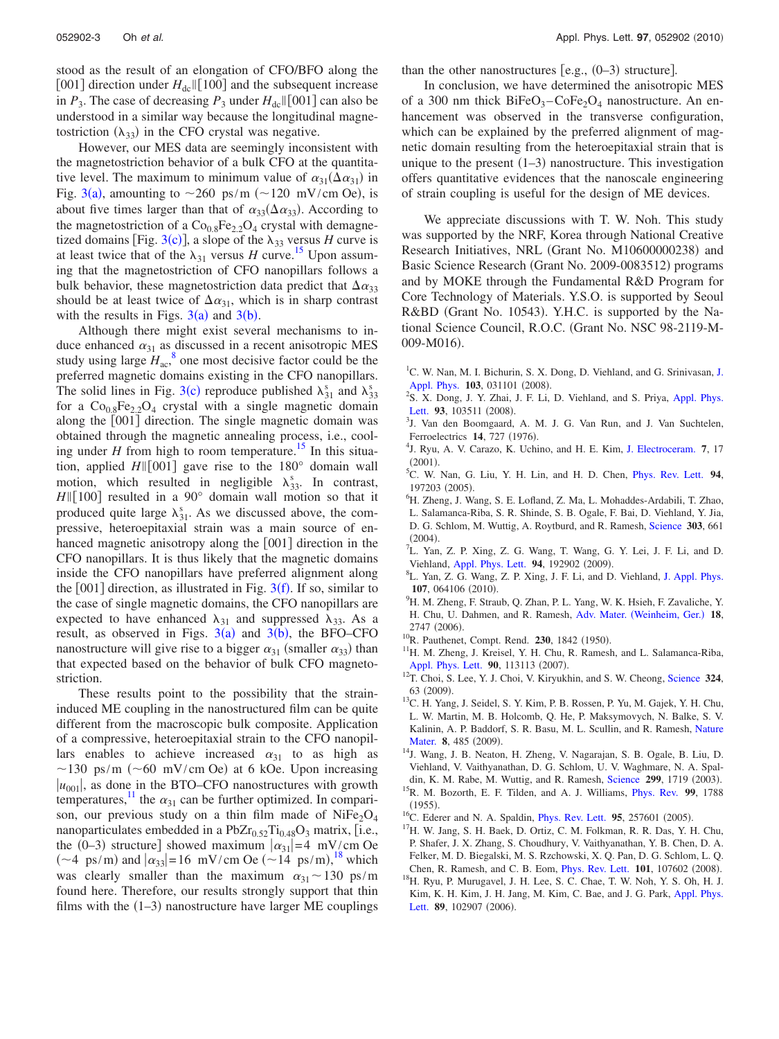stood as the result of an elongation of CFO/BFO along the [001] direction under $H_{dc}\|[100]$ and the subsequent increase in $P_3$. The case of decreasing $P_3$ under $H_{dc}\|[001]$ can also be understood in a similar way because the longitudinal magnetostriction ($\lambda_{33}$) in the CFO crystal was negative.

However, our MES data are seemingly inconsistent with the magnetostriction behavior of a bulk CFO at the quantitative level. The maximum to minimum value of $\alpha_{31}(\Delta\alpha_{31})$ in Fig. 3(a), amounting to ~260 ps/m (~120 mV/cm Oe), is about five times larger than that of $\alpha_{33}(\Delta\alpha_{33})$. According to the magnetostriction of a $Co_{0.8}Fe_{2.2}O_4$ crystal with demagnetized domains [Fig. 3(c)], a slope of the $\lambda_{33}$ versus $H$ curve is at least twice of the $\lambda_{31}$ versus $H$ curve.[15] Upon assuming that the magnetostriction of CFO nanopillars follows a bulk behavior, these magnetostriction data predict that $\Delta\alpha_{33}$ should be at least twice of $\Delta\alpha_{31}$, which is in sharp contrast with the results in Figs. 3(a) and 3(b).

Although there might exist several mechanisms to induce enhanced $\alpha_{31}$ as discussed in a recent anisotropic MES study using large $H_{ac}$,[8] one most decisive factor could be the preferred magnetic domains existing in the CFO nanopillars. The solid lines in Fig. 3(c) reproduce published $\lambda_{31}^s$ and $\lambda_{33}^s$ for a $Co_{0.8}Fe_{2.2}O_4$ crystal with a single magnetic domain along the [001] direction. The single magnetic domain was obtained through the magnetic annealing process, i.e., cooling under $H$ from high to room temperature.[15] In this situation, applied $H\|[001]$ gave rise to the 180° domain wall motion, which resulted in negligible $\lambda_{33}^s$. In contrast, $H\|[100]$ resulted in a 90° domain wall motion so that it produced quite large $\lambda_{31}^s$. As we discussed above, the compressive, heteroepitaxial strain was a main source of enhanced magnetic anisotropy along the [001] direction in the CFO nanopillars. It is thus likely that the magnetic domains inside the CFO nanopillars have preferred alignment along the [001] direction, as illustrated in Fig. 3(f). If so, similar to the case of single magnetic domains, the CFO nanopillars are expected to have enhanced $\lambda_{31}$ and suppressed $\lambda_{33}$. As a result, as observed in Figs. 3(a) and 3(b), the BFO–CFO nanostructure will give rise to a bigger $\alpha_{31}$ (smaller $\alpha_{33}$) than that expected based on the behavior of bulk CFO magnetostriction.

These results point to the possibility that the strain-induced ME coupling in the nanostructured film can be quite different from the macroscopic bulk composite. Application of a compressive, heteroepitaxial strain to the CFO nanopillars enables to achieve increased $\alpha_{31}$ to as high as ~130 ps/m (~60 mV/cm Oe) at 6 kOe. Upon increasing $|u_{001}|$, as done in the BTO–CFO nanostructures with growth temperatures,[11] the $\alpha_{31}$ can be further optimized. In comparison, our previous study on a thin film made of $NiFe_2O_4$ nanoparticulates embedded in a $PbZr_{0.52}Ti_{0.48}O_3$ matrix, [i.e., the (0–3) structure] showed maximum $|\alpha_{31}|=4$ mV/cm Oe (~4 ps/m) and $|\alpha_{33}|=16$ mV/cm Oe (~14 ps/m),[18] which was clearly smaller than the maximum $\alpha_{31}$~130 ps/m found here. Therefore, our results strongly support that thin films with the (1–3) nanostructure have larger ME couplings than the other nanostructures [e.g., (0–3) structure].

In conclusion, we have determined the anisotropic MES of a 300 nm thick $BiFeO_3-CoFe_2O_4$ nanostructure. An enhancement was observed in the transverse configuration, which can be explained by the preferred alignment of magnetic domain resulting from the heteroepitaxial strain that is unique to the present (1–3) nanostructure. This investigation offers quantitative evidences that the nanoscale engineering of strain coupling is useful for the design of ME devices.

We appreciate discussions with T. W. Noh. This study was supported by the NRF, Korea through National Creative Research Initiatives, NRL (Grant No. M10600000238) and Basic Science Research (Grant No. 2009-0083512) programs and by MOKE through the Fundamental R&D Program for Core Technology of Materials. Y.S.O. is supported by Seoul R&BD (Grant No. 10543). Y.H.C. is supported by the National Science Council, R.O.C. (Grant No. NSC 98-2119-M-009-M016).

[1] C. W. Nan, M. I. Bichurin, S. X. Dong, D. Viehland, and G. Srinivasan, J. Appl. Phys. **103**, 031101 (2008).

[2] S. X. Dong, J. Y. Zhai, J. F. Li, D. Viehland, and S. Priya, Appl. Phys. Lett. **93**, 103511 (2008).

[3] J. Van den Boomgaard, A. M. J. G. Van Run, and J. Van Suchtelen, Ferroelectrics **14**, 727 (1976).

[4] J. Ryu, A. V. Carazo, K. Uchino, and H. E. Kim, J. Electroceram. **7**, 17 (2001).

[5] C. W. Nan, G. Liu, Y. H. Lin, and H. D. Chen, Phys. Rev. Lett. **94**, 197203 (2005).

[6] H. Zheng, J. Wang, S. E. Lofland, Z. Ma, L. Mohaddes-Ardabili, T. Zhao, L. Salamanca-Riba, S. R. Shinde, S. B. Ogale, F. Bai, D. Viehland, Y. Jia, D. G. Schlom, M. Wuttig, A. Roytburd, and R. Ramesh, Science **303**, 661 (2004).

[7] L. Yan, Z. P. Xing, Z. G. Wang, T. Wang, G. Y. Lei, J. F. Li, and D. Viehland, Appl. Phys. Lett. **94**, 192902 (2009).

[8] L. Yan, Z. G. Wang, Z. P. Xing, J. F. Li, and D. Viehland, J. Appl. Phys. **107**, 064106 (2010).

[9] H. M. Zheng, F. Straub, Q. Zhan, P. L. Yang, W. K. Hsieh, F. Zavaliche, Y. H. Chu, U. Dahmen, and R. Ramesh, Adv. Mater. (Weinheim, Ger.) **18**, 2747 (2006).

[10] R. Pauthenet, Compt. Rend. **230**, 1842 (1950).

[11] H. M. Zheng, J. Kreisel, Y. H. Chu, R. Ramesh, and L. Salamanca-Riba, Appl. Phys. Lett. **90**, 113113 (2007).

[12] T. Choi, S. Lee, Y. J. Choi, V. Kiryukhin, and S. W. Cheong, Science **324**, 63 (2009).

[13] C. H. Yang, J. Seidel, S. Y. Kim, P. B. Rossen, P. Yu, M. Gajek, Y. H. Chu, L. W. Martin, M. B. Holcomb, Q. He, P. Maksymovych, N. Balke, S. V. Kalinin, A. P. Baddorf, S. R. Basu, M. L. Scullin, and R. Ramesh, Nature Mater. **8**, 485 (2009).

[14] J. Wang, J. B. Neaton, H. Zheng, V. Nagarajan, S. B. Ogale, B. Liu, D. Viehland, V. Vaithyanathan, D. G. Schlom, U. V. Waghmare, N. A. Spaldin, K. M. Rabe, M. Wuttig, and R. Ramesh, Science **299**, 1719 (2003).

[15] R. M. Bozorth, E. F. Tilden, and A. J. Williams, Phys. Rev. **99**, 1788 (1955).

[16] C. Ederer and N. A. Spaldin, Phys. Rev. Lett. **95**, 257601 (2005).

[17] H. W. Jang, S. H. Baek, D. Ortiz, C. M. Folkman, R. R. Das, Y. H. Chu, P. Shafer, J. X. Zhang, S. Choudhury, V. Vaithyanathan, Y. B. Chen, D. A. Felker, M. D. Biegalski, M. S. Rzchowski, X. Q. Pan, D. G. Schlom, L. Q. Chen, R. Ramesh, and C. B. Eom, Phys. Rev. Lett. **101**, 107602 (2008).

[18] H. Ryu, P. Murugavel, J. H. Lee, S. C. Chae, T. W. Noh, Y. S. Oh, H. J. Kim, K. H. Kim, J. H. Jang, M. Kim, C. Bae, and J. G. Park, Appl. Phys. Lett. **89**, 102907 (2006).